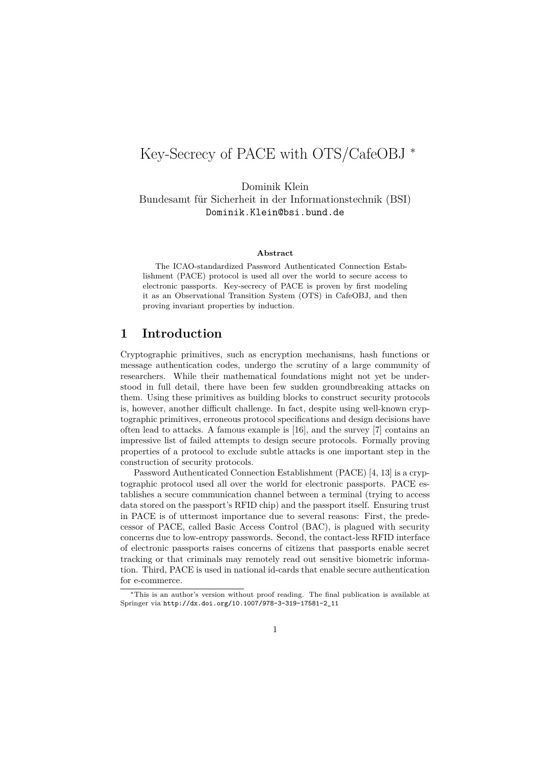# Key-Secrecy of PACE with OTS/CafeOBJ *

Dominik Klein
Bundesamt für Sicherheit in der Informationstechnik (BSI)
Dominik.Klein@bsi.bund.de

**Abstract**

The ICAO-standardized Password Authenticated Connection Establishment (PACE) protocol is used all over the world to secure access to electronic passports. Key-secrecy of PACE is proven by first modeling it as an Observational Transition System (OTS) in CafeOBJ, and then proving invariant properties by induction.

## 1 Introduction

Cryptographic primitives, such as encryption mechanisms, hash functions or message authentication codes, undergo the scrutiny of a large community of researchers. While their mathematical foundations might not yet be understood in full detail, there have been few sudden groundbreaking attacks on them. Using these primitives as building blocks to construct security protocols is, however, another difficult challenge. In fact, despite using well-known cryptographic primitives, erroneous protocol specifications and design decisions have often lead to attacks. A famous example is [16], and the survey [7] contains an impressive list of failed attempts to design secure protocols. Formally proving properties of a protocol to exclude subtle attacks is one important step in the construction of security protocols.

Password Authenticated Connection Establishment (PACE) [4, 13] is a cryptographic protocol used all over the world for electronic passports. PACE establishes a secure communication channel between a terminal (trying to access data stored on the passport's RFID chip) and the passport itself. Ensuring trust in PACE is of uttermost importance due to several reasons: First, the predecessor of PACE, called Basic Access Control (BAC), is plagued with security concerns due to low-entropy passwords. Second, the contact-less RFID interface of electronic passports raises concerns of citizens that passports enable secret tracking or that criminals may remotely read out sensitive biometric information. Third, PACE is used in national id-cards that enable secure authentication for e-commerce.

*This is an author's version without proof reading. The final publication is available at Springer via http://dx.doi.org/10.1007/978-3-319-17581-2_11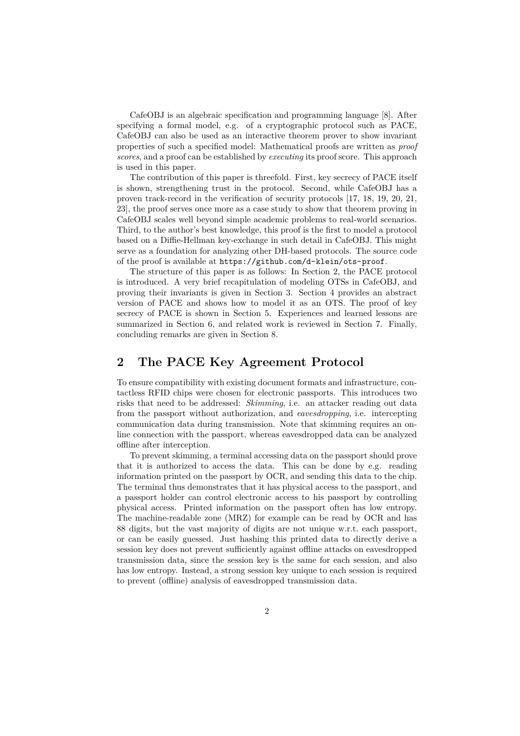CafeOBJ is an algebraic specification and programming language [8]. After specifying a formal model, e.g. of a cryptographic protocol such as PACE, CafeOBJ can also be used as an interactive theorem prover to show invariant properties of such a specified model: Mathematical proofs are written as *proof scores*, and a proof can be established by *executing* its proof score. This approach is used in this paper.

The contribution of this paper is threefold. First, key secrecy of PACE itself is shown, strengthening trust in the protocol. Second, while CafeOBJ has a proven track-record in the verification of security protocols [17, 18, 19, 20, 21, 23], the proof serves once more as a case study to show that theorem proving in CafeOBJ scales well beyond simple academic problems to real-world scenarios. Third, to the author's best knowledge, this proof is the first to model a protocol based on a Diffie-Hellman key-exchange in such detail in CafeOBJ. This might serve as a foundation for analyzing other DH-based protocols. The source code of the proof is available at `https://github.com/d-klein/ots-proof`.

The structure of this paper is as follows: In Section 2, the PACE protocol is introduced. A very brief recapitulation of modeling OTSs in CafeOBJ, and proving their invariants is given in Section 3. Section 4 provides an abstract version of PACE and shows how to model it as an OTS. The proof of key secrecy of PACE is shown in Section 5. Experiences and learned lessons are summarized in Section 6, and related work is reviewed in Section 7. Finally, concluding remarks are given in Section 8.

## 2 The PACE Key Agreement Protocol

To ensure compatibility with existing document formats and infrastructure, contactless RFID chips were chosen for electronic passports. This introduces two risks that need to be addressed: *Skimming*, i.e. an attacker reading out data from the passport without authorization, and *eavesdropping*, i.e. intercepting communication data during transmission. Note that skimming requires an online connection with the passport, whereas eavesdropped data can be analyzed offline after interception.

To prevent skimming, a terminal accessing data on the passport should prove that it is authorized to access the data. This can be done by e.g. reading information printed on the passport by OCR, and sending this data to the chip. The terminal thus demonstrates that it has physical access to the passport, and a passport holder can control electronic access to his passport by controlling physical access. Printed information on the passport often has low entropy. The machine-readable zone (MRZ) for example can be read by OCR and has 88 digits, but the vast majority of digits are not unique w.r.t. each passport, or can be easily guessed. Just hashing this printed data to directly derive a session key does not prevent sufficiently against offline attacks on eavesdropped transmission data, since the session key is the same for each session, and also has low entropy. Instead, a strong session key unique to each session is required to prevent (offline) analysis of eavesdropped transmission data.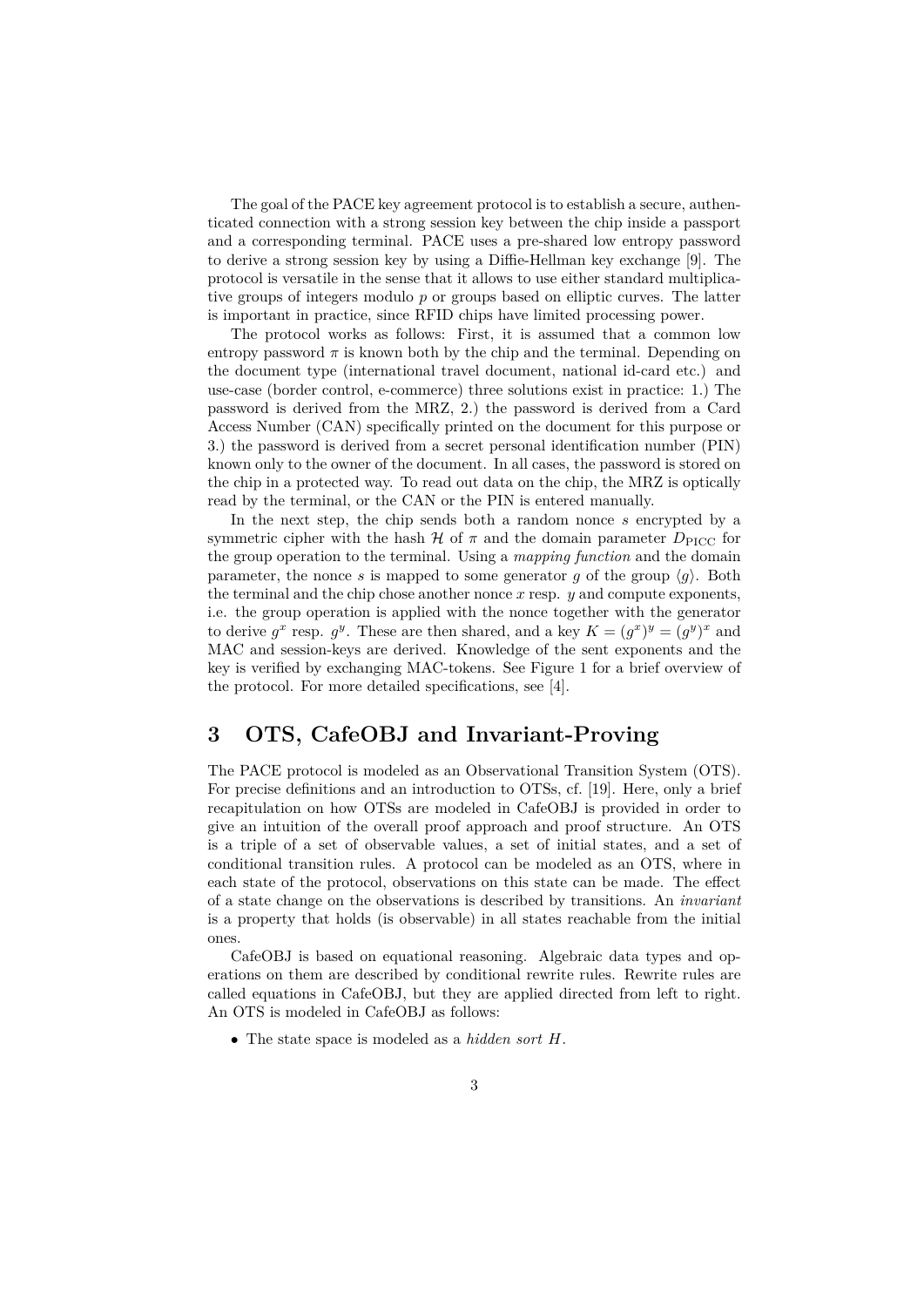The goal of the PACE key agreement protocol is to establish a secure, authenticated connection with a strong session key between the chip inside a passport and a corresponding terminal. PACE uses a pre-shared low entropy password to derive a strong session key by using a Diffie-Hellman key exchange [9]. The protocol is versatile in the sense that it allows to use either standard multiplicative groups of integers modulo $p$ or groups based on elliptic curves. The latter is important in practice, since RFID chips have limited processing power.

The protocol works as follows: First, it is assumed that a common low entropy password $\pi$ is known both by the chip and the terminal. Depending on the document type (international travel document, national id-card etc.) and use-case (border control, e-commerce) three solutions exist in practice: 1.) The password is derived from the MRZ, 2.) the password is derived from a Card Access Number (CAN) specifically printed on the document for this purpose or 3.) the password is derived from a secret personal identification number (PIN) known only to the owner of the document. In all cases, the password is stored on the chip in a protected way. To read out data on the chip, the MRZ is optically read by the terminal, or the CAN or the PIN is entered manually.

In the next step, the chip sends both a random nonce $s$ encrypted by a symmetric cipher with the hash $\mathcal{H}$ of $\pi$ and the domain parameter $D_{\text{PICC}}$ for the group operation to the terminal. Using a *mapping function* and the domain parameter, the nonce $s$ is mapped to some generator $g$ of the group $\langle g \rangle$. Both the terminal and the chip chose another nonce $x$ resp. $y$ and compute exponents, i.e. the group operation is applied with the nonce together with the generator to derive $g^x$ resp. $g^y$. These are then shared, and a key $K = (g^x)^y = (g^y)^x$ and MAC and session-keys are derived. Knowledge of the sent exponents and the key is verified by exchanging MAC-tokens. See Figure 1 for a brief overview of the protocol. For more detailed specifications, see [4].

# 3 OTS, CafeOBJ and Invariant-Proving

The PACE protocol is modeled as an Observational Transition System (OTS). For precise definitions and an introduction to OTSs, cf. [19]. Here, only a brief recapitulation on how OTSs are modeled in CafeOBJ is provided in order to give an intuition of the overall proof approach and proof structure. An OTS is a triple of a set of observable values, a set of initial states, and a set of conditional transition rules. A protocol can be modeled as an OTS, where in each state of the protocol, observations on this state can be made. The effect of a state change on the observations is described by transitions. An *invariant* is a property that holds (is observable) in all states reachable from the initial ones.

CafeOBJ is based on equational reasoning. Algebraic data types and operations on them are described by conditional rewrite rules. Rewrite rules are called equations in CafeOBJ, but they are applied directed from left to right. An OTS is modeled in CafeOBJ as follows:

- The state space is modeled as a *hidden sort* $H$.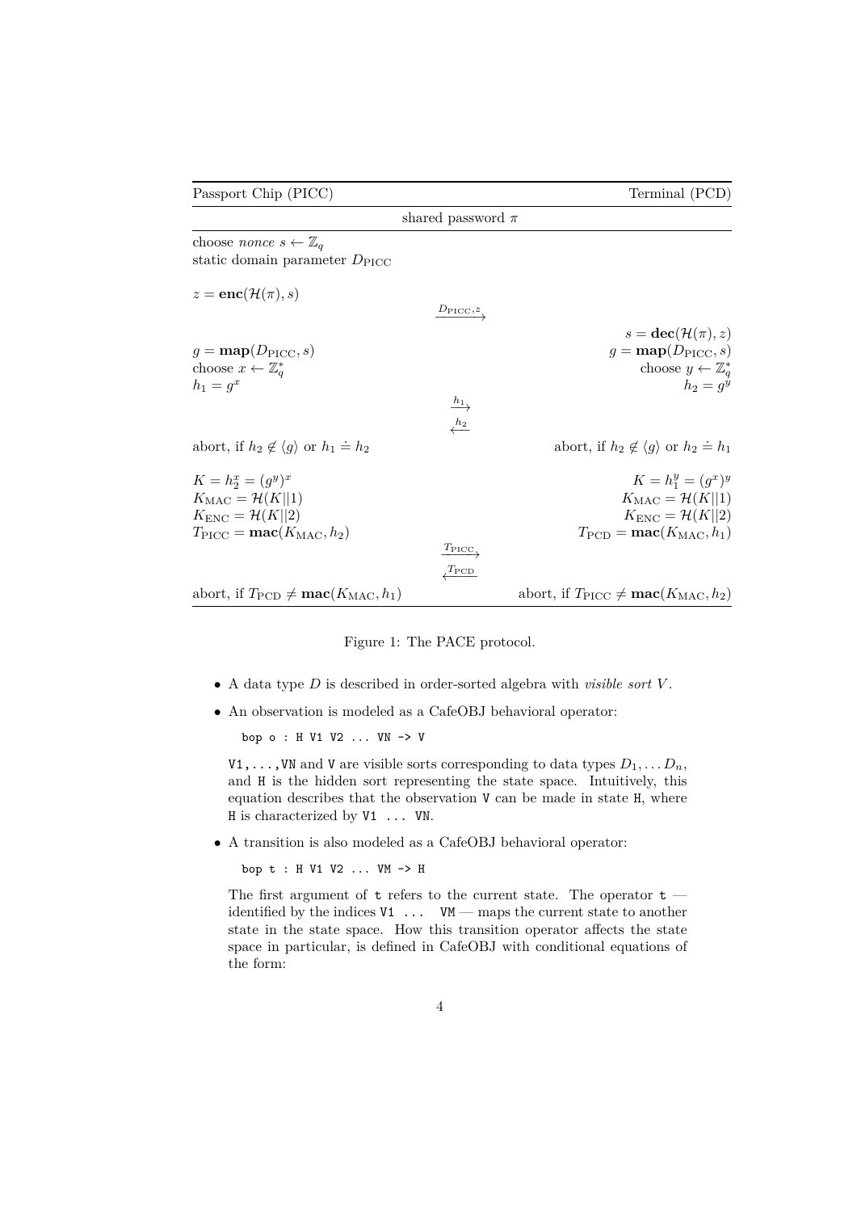| Passport Chip (PICC) | | Terminal (PCD) |
| --- | --- | --- |
| | shared password $\pi$ | |
| choose *nonce* $s \leftarrow \mathbb{Z}_q$ | | |
| static domain parameter $D_{\text{PICC}}$ | | |
| $z = \mathbf{enc}(\mathcal{H}(\pi), s)$ | | |
| | $\xrightarrow{D_{\text{PICC}}, z}$ | |
| | | $s = \mathbf{dec}(\mathcal{H}(\pi), z)$ |
| $g = \mathbf{map}(D_{\text{PICC}}, s)$ | | $g = \mathbf{map}(D_{\text{PICC}}, s)$ |
| choose $x \leftarrow \mathbb{Z}_q^*$ | | choose $y \leftarrow \mathbb{Z}_q^*$ |
| $h_1 = g^x$ | | $h_2 = g^y$ |
| | $\xrightarrow{h_1}$ | |
| | $\xleftarrow{h_2}$ | |
| abort, if $h_2 \notin \langle g \rangle$ or $h_1 \doteq h_2$ | | abort, if $h_2 \notin \langle g \rangle$ or $h_2 \doteq h_1$ |
| $K = h_2^x = (g^y)^x$ | | $K = h_1^y = (g^x)^y$ |
| $K_{\text{MAC}} = \mathcal{H}(K \| 1)$ | | $K_{\text{MAC}} = \mathcal{H}(K \| 1)$ |
| $K_{\text{ENC}} = \mathcal{H}(K \| 2)$ | | $K_{\text{ENC}} = \mathcal{H}(K \| 2)$ |
| $T_{\text{PICC}} = \mathbf{mac}(K_{\text{MAC}}, h_2)$ | | $T_{\text{PCD}} = \mathbf{mac}(K_{\text{MAC}}, h_1)$ |
| | $\xrightarrow{T_{\text{PICC}}}$ | |
| | $\xleftarrow{T_{\text{PCD}}}$ | |
| abort, if $T_{\text{PCD}} \neq \mathbf{mac}(K_{\text{MAC}}, h_1)$ | | abort, if $T_{\text{PICC}} \neq \mathbf{mac}(K_{\text{MAC}}, h_2)$ |

Figure 1: The PACE protocol.

- A data type $D$ is described in order-sorted algebra with *visible sort* $V$.
- An observation is modeled as a CafeOBJ behavioral operator:

  ```
  bop o : H V1 V2 ... VN -> V
  ```

  `V1,...,VN` and `V` are visible sorts corresponding to data types $D_1, \dots D_n$, and `H` is the hidden sort representing the state space. Intuitively, this equation describes that the observation `V` can be made in state `H`, where `H` is characterized by `V1 ... VN`.

- A transition is also modeled as a CafeOBJ behavioral operator:

  ```
  bop t : H V1 V2 ... VM -> H
  ```

  The first argument of `t` refers to the current state. The operator `t` — identified by the indices `V1 ... VM` — maps the current state to another state in the state space. How this transition operator affects the state space in particular, is defined in CafeOBJ with conditional equations of the form: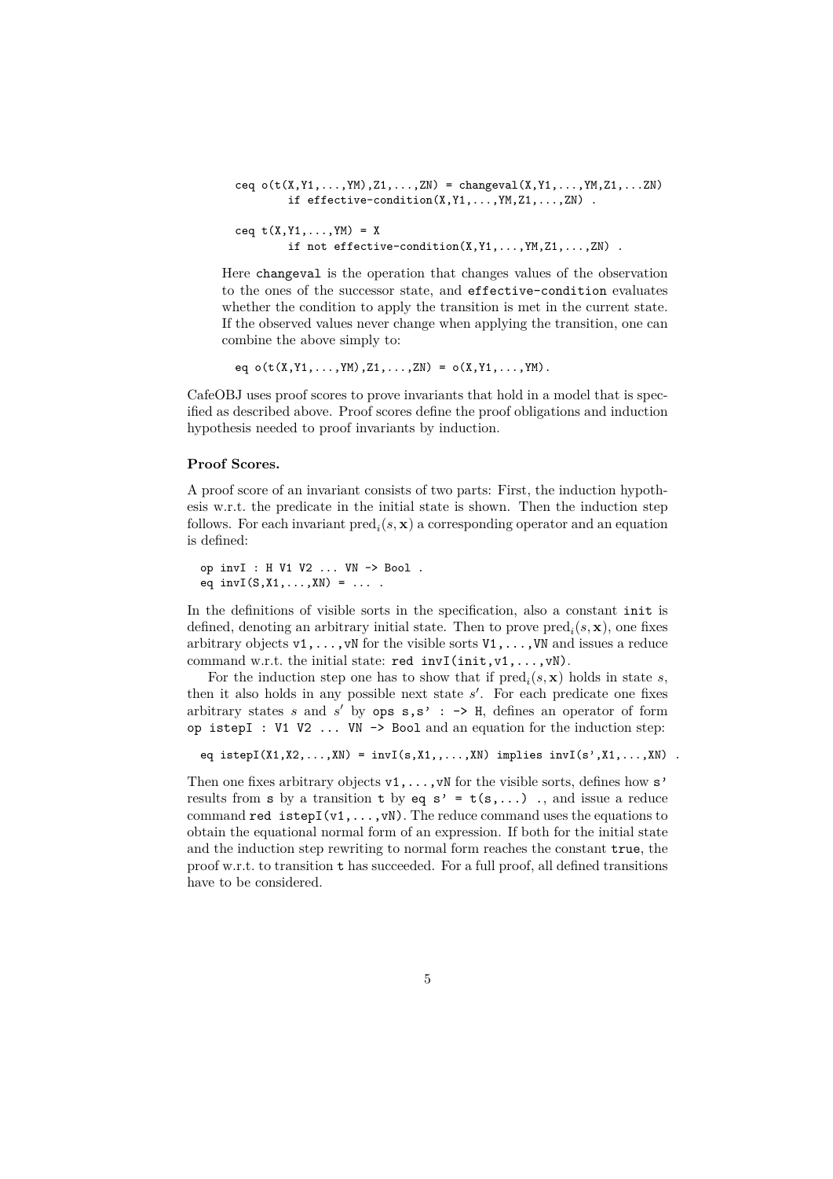```
ceq o(t(X,Y1,...,YM),Z1,...,ZN) = changeval(X,Y1,...,YM,Z1,...ZN)
        if effective-condition(X,Y1,...,YM,Z1,...,ZN) .

ceq t(X,Y1,...,YM) = X
        if not effective-condition(X,Y1,...,YM,Z1,...,ZN) .
```

Here `changeval` is the operation that changes values of the observation to the ones of the successor state, and `effective-condition` evaluates whether the condition to apply the transition is met in the current state. If the observed values never change when applying the transition, one can combine the above simply to:

```
eq o(t(X,Y1,...,YM),Z1,...,ZN) = o(X,Y1,...,YM).
```

CafeOBJ uses proof scores to prove invariants that hold in a model that is specified as described above. Proof scores define the proof obligations and induction hypothesis needed to proof invariants by induction.

**Proof Scores.**

A proof score of an invariant consists of two parts: First, the induction hypothesis w.r.t. the predicate in the initial state is shown. Then the induction step follows. For each invariant $\text{pred}_i(s, \mathbf{x})$ a corresponding operator and an equation is defined:

```
op invI : H V1 V2 ... VN -> Bool .
eq invI(S,X1,...,XN) = ... .
```

In the definitions of visible sorts in the specification, also a constant `init` is defined, denoting an arbitrary initial state. Then to prove $\text{pred}_i(s, \mathbf{x})$, one fixes arbitrary objects `v1,...,vN` for the visible sorts `V1,...,VN` and issues a reduce command w.r.t. the initial state: `red invI(init,v1,...,vN)`.

For the induction step one has to show that if $\text{pred}_i(s, \mathbf{x})$ holds in state $s$, then it also holds in any possible next state $s'$. For each predicate one fixes arbitrary states $s$ and $s'$ by `ops s,s' : -> H`, defines an operator of form `op istepI : V1 V2 ... VN -> Bool` and an equation for the induction step:

```
eq istepI(X1,X2,...,XN) = invI(s,X1,,...,XN) implies invI(s',X1,...,XN) .
```

Then one fixes arbitrary objects `v1,...,vN` for the visible sorts, defines how `s'` results from `s` by a transition `t` by `eq s' = t(s,...) .`, and issue a reduce command `red istepI(v1,...,vN)`. The reduce command uses the equations to obtain the equational normal form of an expression. If both for the initial state and the induction step rewriting to normal form reaches the constant `true`, the proof w.r.t. to transition `t` has succeeded. For a full proof, all defined transitions have to be considered.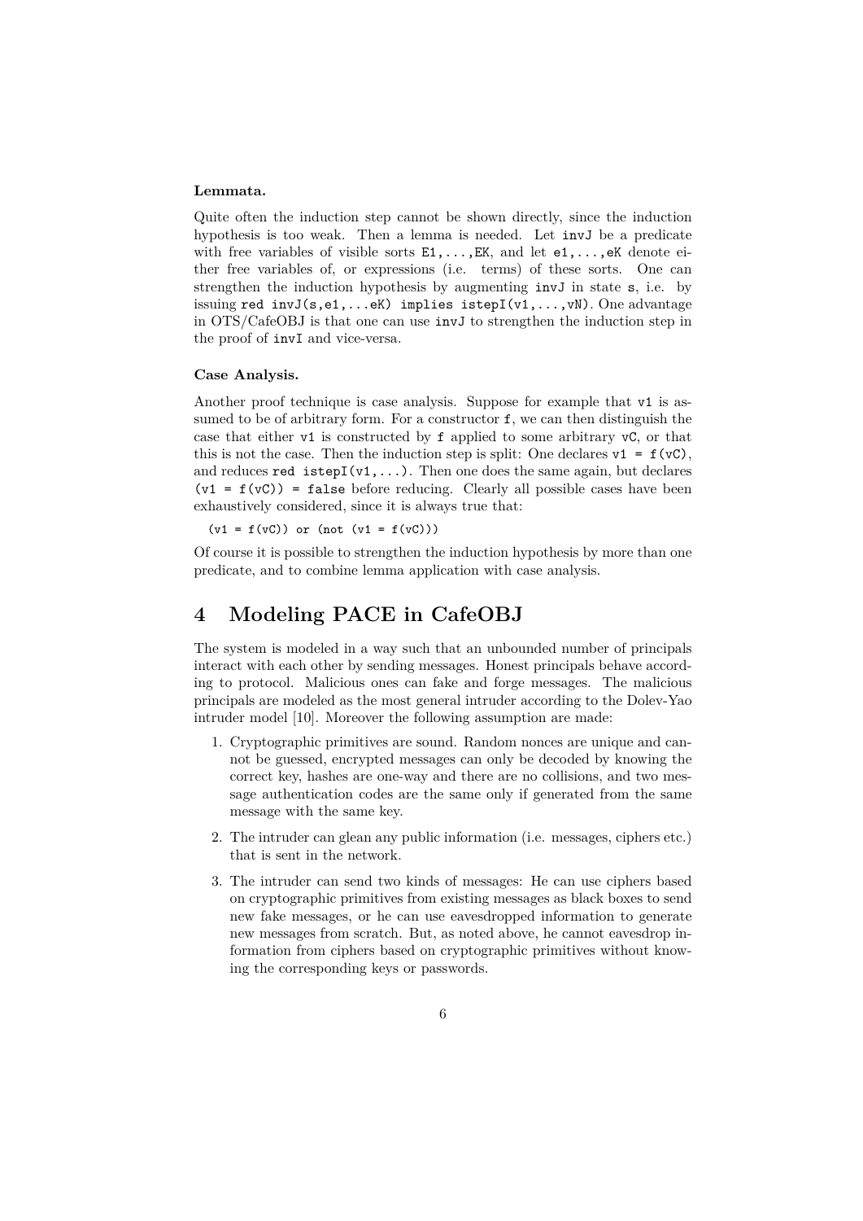**Lemmata.**

Quite often the induction step cannot be shown directly, since the induction hypothesis is too weak. Then a lemma is needed. Let `invJ` be a predicate with free variables of visible sorts `E1,...,EK`, and let `e1,...,eK` denote either free variables of, or expressions (i.e. terms) of these sorts. One can strengthen the induction hypothesis by augmenting `invJ` in state `s`, i.e. by issuing `red invJ(s,e1,...eK) implies istepI(v1,...,vN)`. One advantage in OTS/CafeOBJ is that one can use `invJ` to strengthen the induction step in the proof of `invI` and vice-versa.

**Case Analysis.**

Another proof technique is case analysis. Suppose for example that `v1` is assumed to be of arbitrary form. For a constructor `f`, we can then distinguish the case that either `v1` is constructed by `f` applied to some arbitrary `vC`, or that this is not the case. Then the induction step is split: One declares `v1 = f(vC)`, and reduces `red istepI(v1,...)`. Then one does the same again, but declares `(v1 = f(vC)) = false` before reducing. Clearly all possible cases have been exhaustively considered, since it is always true that:

```
(v1 = f(vC)) or (not (v1 = f(vC)))
```

Of course it is possible to strengthen the induction hypothesis by more than one predicate, and to combine lemma application with case analysis.

# 4 Modeling PACE in CafeOBJ

The system is modeled in a way such that an unbounded number of principals interact with each other by sending messages. Honest principals behave according to protocol. Malicious ones can fake and forge messages. The malicious principals are modeled as the most general intruder according to the Dolev-Yao intruder model [10]. Moreover the following assumption are made:

1. Cryptographic primitives are sound. Random nonces are unique and cannot be guessed, encrypted messages can only be decoded by knowing the correct key, hashes are one-way and there are no collisions, and two message authentication codes are the same only if generated from the same message with the same key.
2. The intruder can glean any public information (i.e. messages, ciphers etc.) that is sent in the network.
3. The intruder can send two kinds of messages: He can use ciphers based on cryptographic primitives from existing messages as black boxes to send new fake messages, or he can use eavesdropped information to generate new messages from scratch. But, as noted above, he cannot eavesdrop information from ciphers based on cryptographic primitives without knowing the corresponding keys or passwords.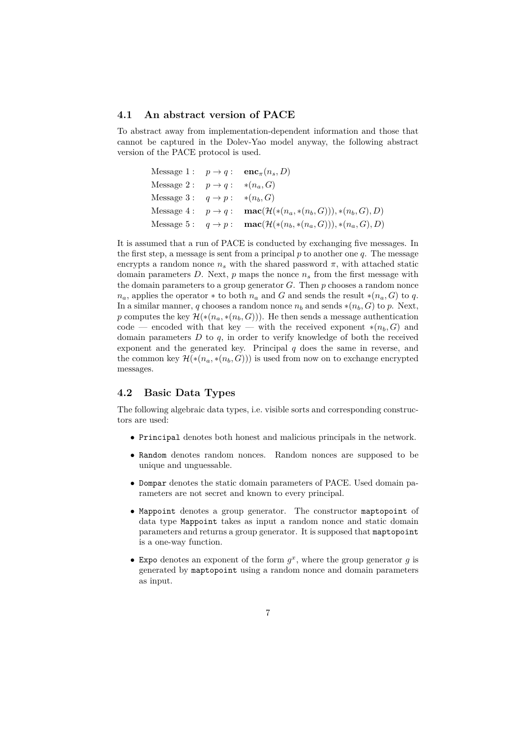### 4.1 An abstract version of PACE

To abstract away from implementation-dependent information and those that cannot be captured in the Dolev-Yao model anyway, the following abstract version of the PACE protocol is used.

$$
\begin{array}{lll}
\text{Message } 1: & p \to q: & \mathbf{enc}_\pi(n_s, D) \\
\text{Message } 2: & p \to q: & *(n_a, G) \\
\text{Message } 3: & q \to p: & *(n_b, G) \\
\text{Message } 4: & p \to q: & \mathbf{mac}(\mathcal{H}(*(n_a, *(n_b, G))), *(n_b, G), D) \\
\text{Message } 5: & q \to p: & \mathbf{mac}(\mathcal{H}(*(n_b, *(n_a, G))), *(n_a, G), D)
\end{array}
$$

It is assumed that a run of PACE is conducted by exchanging five messages. In the first step, a message is sent from a principal $p$ to another one $q$. The message encrypts a random nonce $n_s$ with the shared password $\pi$, with attached static domain parameters $D$. Next, $p$ maps the nonce $n_s$ from the first message with the domain parameters to a group generator $G$. Then $p$ chooses a random nonce $n_a$, applies the operator $*$ to both $n_a$ and $G$ and sends the result $*(n_a, G)$ to $q$. In a similar manner, $q$ chooses a random nonce $n_b$ and sends $*(n_b, G)$ to $p$. Next, $p$ computes the key $\mathcal{H}(*(n_a, *(n_b, G)))$. He then sends a message authentication code — encoded with that key — with the received exponent $*(n_b, G)$ and domain parameters $D$ to $q$, in order to verify knowledge of both the received exponent and the generated key. Principal $q$ does the same in reverse, and the common key $\mathcal{H}(*(n_a, *(n_b, G)))$ is used from now on to exchange encrypted messages.

### 4.2 Basic Data Types

The following algebraic data types, i.e. visible sorts and corresponding constructors are used:

- `Principal` denotes both honest and malicious principals in the network.
- `Random` denotes random nonces. Random nonces are supposed to be unique and unguessable.
- `Dompar` denotes the static domain parameters of PACE. Used domain parameters are not secret and known to every principal.
- `Mappoint` denotes a group generator. The constructor `maptopoint` of data type `Mappoint` takes as input a random nonce and static domain parameters and returns a group generator. It is supposed that `maptopoint` is a one-way function.
- `Expo` denotes an exponent of the form $g^x$, where the group generator $g$ is generated by `maptopoint` using a random nonce and domain parameters as input.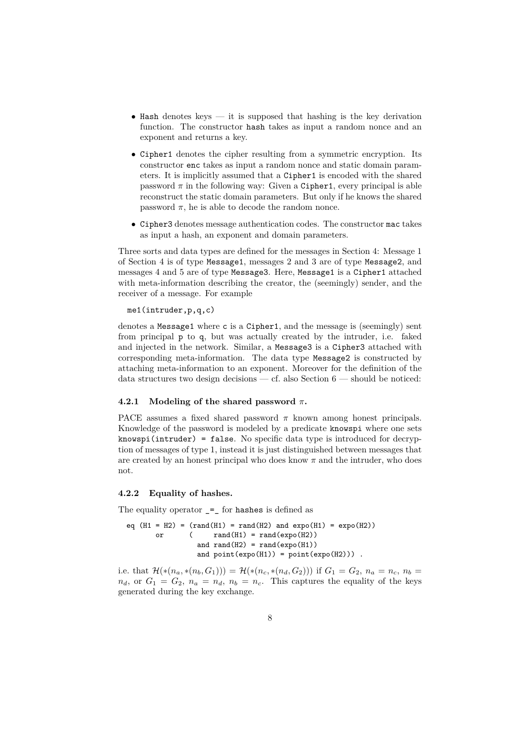- `Hash` denotes keys — it is supposed that hashing is the key derivation function. The constructor `hash` takes as input a random nonce and an exponent and returns a key.
- `Cipher1` denotes the cipher resulting from a symmetric encryption. Its constructor `enc` takes as input a random nonce and static domain parameters. It is implicitly assumed that a `Cipher1` is encoded with the shared password $\pi$ in the following way: Given a `Cipher1`, every principal is able reconstruct the static domain parameters. But only if he knows the shared password $\pi$, he is able to decode the random nonce.
- `Cipher3` denotes message authentication codes. The constructor `mac` takes as input a hash, an exponent and domain parameters.

Three sorts and data types are defined for the messages in Section 4: Message 1 of Section 4 is of type `Message1`, messages 2 and 3 are of type `Message2`, and messages 4 and 5 are of type `Message3`. Here, `Message1` is a `Cipher1` attached with meta-information describing the creator, the (seemingly) sender, and the receiver of a message. For example

```
me1(intruder,p,q,c)
```

denotes a `Message1` where `c` is a `Cipher1`, and the message is (seemingly) sent from principal `p` to `q`, but was actually created by the intruder, i.e. faked and injected in the network. Similar, a `Message3` is a `Cipher3` attached with corresponding meta-information. The data type `Message2` is constructed by attaching meta-information to an exponent. Moreover for the definition of the data structures two design decisions — cf. also Section 6 — should be noticed:

### 4.2.1 Modeling of the shared password $\pi$.

PACE assumes a fixed shared password $\pi$ known among honest principals. Knowledge of the password is modeled by a predicate `knowspi` where one sets `knowspi(intruder) = false`. No specific data type is introduced for decryption of messages of type 1, instead it is just distinguished between messages that are created by an honest principal who does know $\pi$ and the intruder, who does not.

### 4.2.2 Equality of hashes.

The equality operator `_=_` for `hashes` is defined as

```
eq (H1 = H2) = (rand(H1) = rand(H2) and expo(H1) = expo(H2))
       or      (     rand(H1) = rand(expo(H2))
                 and rand(H2) = rand(expo(H1))
                 and point(expo(H1)) = point(expo(H2))) .
```

i.e. that $\mathcal{H}(*(n_a, *(n_b, G_1))) = \mathcal{H}(*(n_c, *(n_d, G_2)))$ if $G_1 = G_2$, $n_a = n_c$, $n_b = n_d$, or $G_1 = G_2$, $n_a = n_d$, $n_b = n_c$. This captures the equality of the keys generated during the key exchange.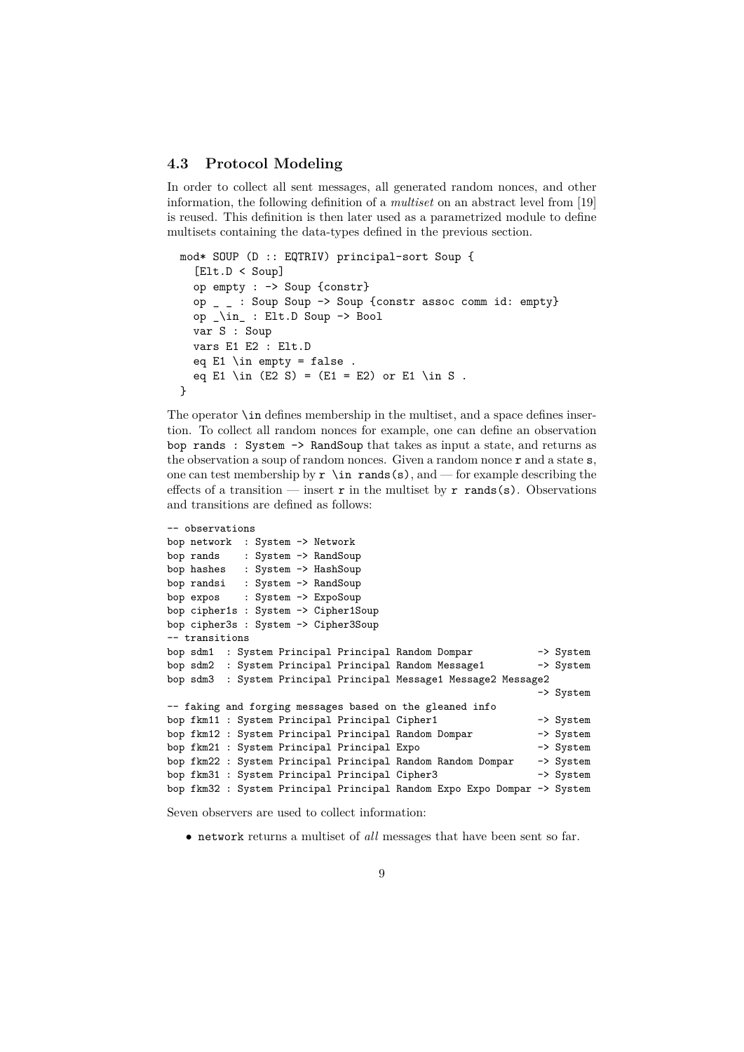### 4.3 Protocol Modeling

In order to collect all sent messages, all generated random nonces, and other information, the following definition of a *multiset* on an abstract level from [19] is reused. This definition is then later used as a parametrized module to define multisets containing the data-types defined in the previous section.

```
mod* SOUP (D :: EQTRIV) principal-sort Soup {
  [Elt.D < Soup]
  op empty : -> Soup {constr}
  op _ _ : Soup Soup -> Soup {constr assoc comm id: empty}
  op _\in_ : Elt.D Soup -> Bool
  var S : Soup
  vars E1 E2 : Elt.D
  eq E1 \in empty = false .
  eq E1 \in (E2 S) = (E1 = E2) or E1 \in S .
}
```

The operator `\in` defines membership in the multiset, and a space defines insertion. To collect all random nonces for example, one can define an observation `bop rands : System -> RandSoup` that takes as input a state, and returns as the observation a soup of random nonces. Given a random nonce `r` and a state `s`, one can test membership by `r \in rands(s)`, and — for example describing the effects of a transition — insert `r` in the multiset by `r rands(s)`. Observations and transitions are defined as follows:

```
-- observations
bop network  : System -> Network
bop rands    : System -> RandSoup
bop hashes   : System -> HashSoup
bop randsi   : System -> RandSoup
bop expos    : System -> ExpoSoup
bop cipher1s : System -> Cipher1Soup
bop cipher3s : System -> Cipher3Soup
-- transitions
bop sdm1  : System Principal Principal Random Dompar          -> System
bop sdm2  : System Principal Principal Random Message1        -> System
bop sdm3  : System Principal Principal Message1 Message2 Message2
                                                               -> System
-- faking and forging messages based on the gleaned info
bop fkm11 : System Principal Principal Cipher1                -> System
bop fkm12 : System Principal Principal Random Dompar          -> System
bop fkm21 : System Principal Principal Expo                   -> System
bop fkm22 : System Principal Principal Random Random Dompar   -> System
bop fkm31 : System Principal Principal Cipher3                -> System
bop fkm32 : System Principal Principal Random Expo Expo Dompar -> System
```

Seven observers are used to collect information:

- `network` returns a multiset of *all* messages that have been sent so far.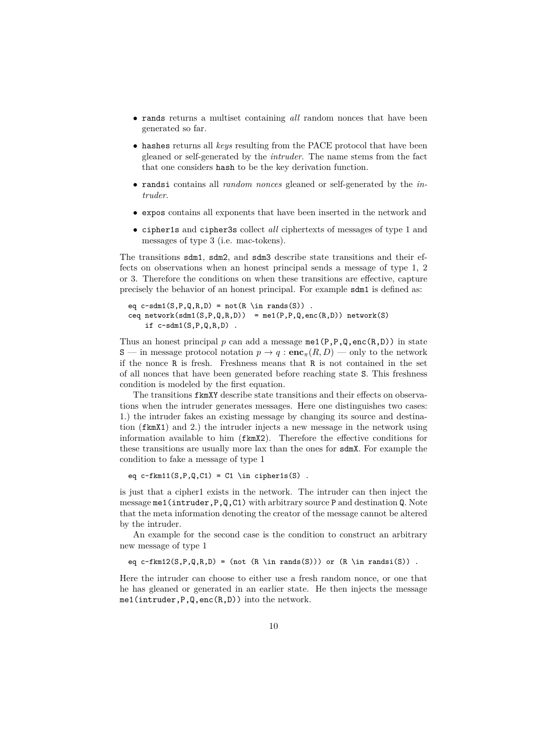- `rands` returns a multiset containing *all* random nonces that have been generated so far.
- `hashes` returns all *keys* resulting from the PACE protocol that have been gleaned or self-generated by the *intruder*. The name stems from the fact that one considers `hash` to be the key derivation function.
- `randsi` contains all *random nonces* gleaned or self-generated by the *intruder*.
- `expos` contains all exponents that have been inserted in the network and
- `cipher1s` and `cipher3s` collect *all* ciphertexts of messages of type 1 and messages of type 3 (i.e. mac-tokens).

The transitions `sdm1`, `sdm2`, and `sdm3` describe state transitions and their effects on observations when an honest principal sends a message of type 1, 2 or 3. Therefore the conditions on when these transitions are effective, capture precisely the behavior of an honest principal. For example `sdm1` is defined as:

```
eq c-sdm1(S,P,Q,R,D) = not(R \in rands(S)) .
ceq network(sdm1(S,P,Q,R,D))  = me1(P,P,Q,enc(R,D)) network(S)
     if c-sdm1(S,P,Q,R,D) .
```

Thus an honest principal $p$ can add a message `me1(P,P,Q,enc(R,D))` in state `S` — in message protocol notation $p \rightarrow q : \mathbf{enc}_\pi(R, D)$ — only to the network if the nonce `R` is fresh. Freshness means that `R` is not contained in the set of all nonces that have been generated before reaching state `S`. This freshness condition is modeled by the first equation.

The transitions `fkmXY` describe state transitions and their effects on observations when the intruder generates messages. Here one distinguishes two cases: 1.) the intruder fakes an existing message by changing its source and destination (`fkmX1`) and 2.) the intruder injects a new message in the network using information available to him (`fkmX2`). Therefore the effective conditions for these transitions are usually more lax than the ones for `sdmX`. For example the condition to fake a message of type 1

```
eq c-fkm11(S,P,Q,C1) = C1 \in cipher1s(S) .
```

is just that a cipher1 exists in the network. The intruder can then inject the message `me1(intruder,P,Q,C1)` with arbitrary source `P` and destination `Q`. Note that the meta information denoting the creator of the message cannot be altered by the intruder.

An example for the second case is the condition to construct an arbitrary new message of type 1

```
eq c-fkm12(S,P,Q,R,D) = (not (R \in rands(S))) or (R \in randsi(S)) .
```

Here the intruder can choose to either use a fresh random nonce, or one that he has gleaned or generated in an earlier state. He then injects the message `me1(intruder,P,Q,enc(R,D))` into the network.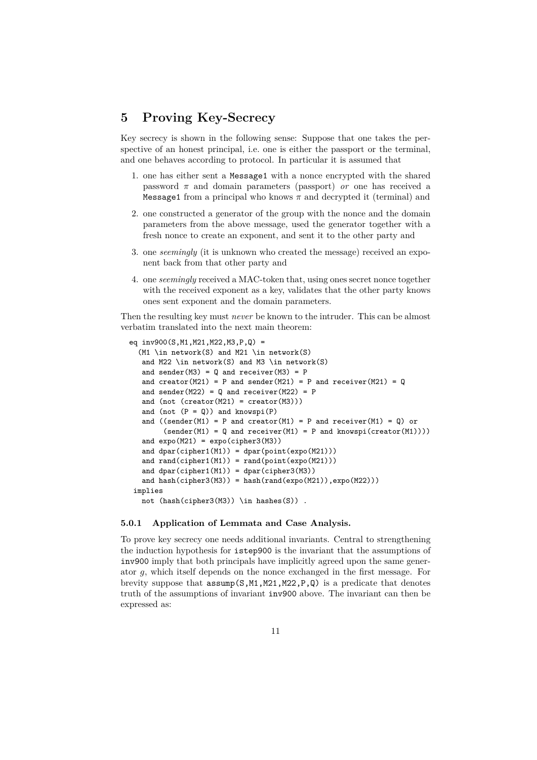# 5 Proving Key-Secrecy

Key secrecy is shown in the following sense: Suppose that one takes the perspective of an honest principal, i.e. one is either the passport or the terminal, and one behaves according to protocol. In particular it is assumed that

1. one has either sent a `Message1` with a nonce encrypted with the shared password $\pi$ and domain parameters (passport) *or* one has received a `Message1` from a principal who knows $\pi$ and decrypted it (terminal) and
2. one constructed a generator of the group with the nonce and the domain parameters from the above message, used the generator together with a fresh nonce to create an exponent, and sent it to the other party and
3. one *seemingly* (it is unknown who created the message) received an exponent back from that other party and
4. one *seemingly* received a MAC-token that, using ones secret nonce together with the received exponent as a key, validates that the other party knows ones sent exponent and the domain parameters.

Then the resulting key must *never* be known to the intruder. This can be almost verbatim translated into the next main theorem:

```
eq inv900(S,M1,M21,M22,M3,P,Q) =
  (M1 \in network(S) and M21 \in network(S)
   and M22 \in network(S) and M3 \in network(S)
   and sender(M3) = Q and receiver(M3) = P
   and creator(M21) = P and sender(M21) = P and receiver(M21) = Q
   and sender(M22) = Q and receiver(M22) = P
   and (not (creator(M21) = creator(M3)))
   and (not (P = Q)) and knowspi(P)
   and ((sender(M1) = P and creator(M1) = P and receiver(M1) = Q) or
        (sender(M1) = Q and receiver(M1) = P and knowspi(creator(M1))))
   and expo(M21) = expo(cipher3(M3))
   and dpar(cipher1(M1)) = dpar(point(expo(M21)))
   and rand(cipher1(M1)) = rand(point(expo(M21)))
   and dpar(cipher1(M1)) = dpar(cipher3(M3))
   and hash(cipher3(M3)) = hash(rand(expo(M21)),expo(M22)))
 implies
   not (hash(cipher3(M3)) \in hashes(S)) .
```

### 5.0.1 Application of Lemmata and Case Analysis.

To prove key secrecy one needs additional invariants. Central to strengthening the induction hypothesis for `istep900` is the invariant that the assumptions of `inv900` imply that both principals have implicitly agreed upon the same generator $g$, which itself depends on the nonce exchanged in the first message. For brevity suppose that `assump(S,M1,M21,M22,P,Q)` is a predicate that denotes truth of the assumptions of invariant `inv900` above. The invariant can then be expressed as: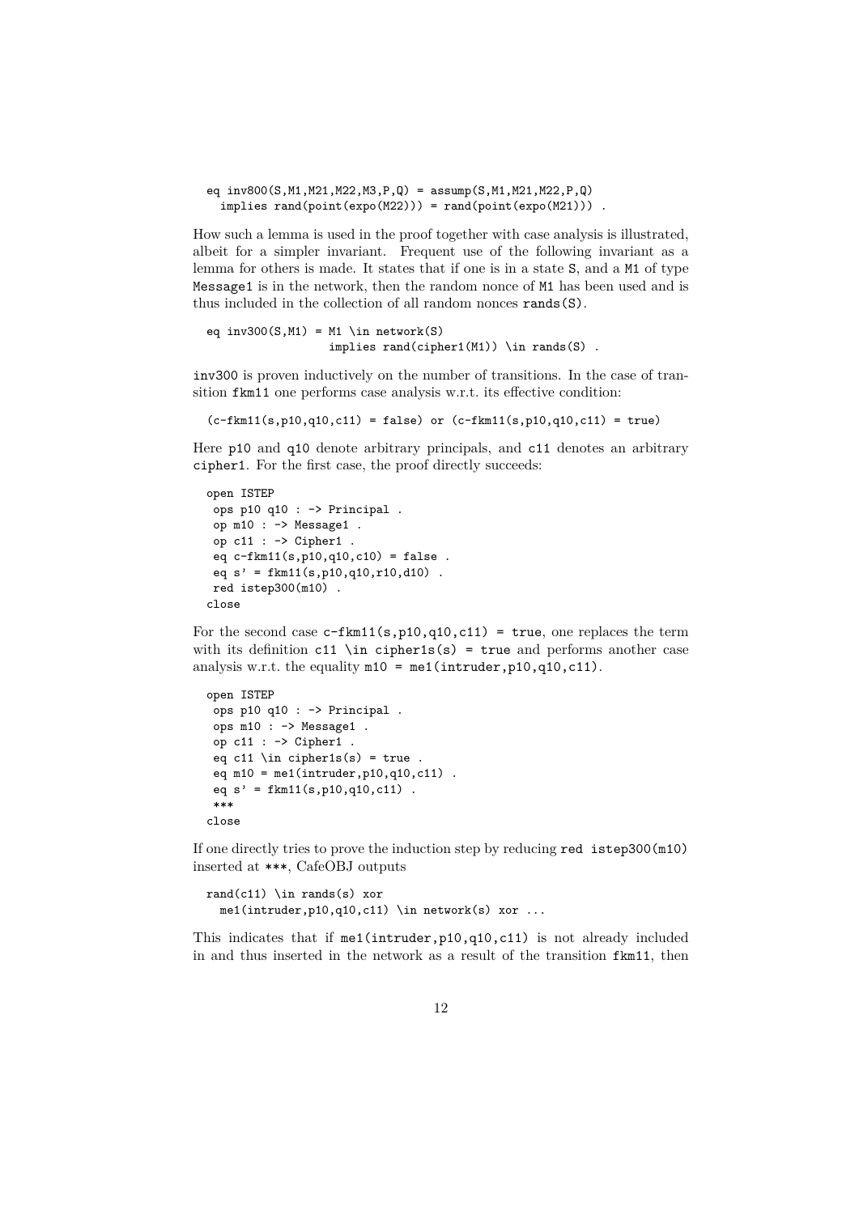```
eq inv800(S,M1,M21,M22,M3,P,Q) = assump(S,M1,M21,M22,P,Q)
  implies rand(point(expo(M22))) = rand(point(expo(M21))) .
```

How such a lemma is used in the proof together with case analysis is illustrated, albeit for a simpler invariant. Frequent use of the following invariant as a lemma for others is made. It states that if one is in a state `S`, and a `M1` of type `Message1` is in the network, then the random nonce of `M1` has been used and is thus included in the collection of all random nonces `rands(S)`.

```
eq inv300(S,M1) = M1 \in network(S)
                  implies rand(cipher1(M1)) \in rands(S) .
```

`inv300` is proven inductively on the number of transitions. In the case of transition `fkm11` one performs case analysis w.r.t. its effective condition:

```
(c-fkm11(s,p10,q10,c11) = false) or (c-fkm11(s,p10,q10,c11) = true)
```

Here `p10` and `q10` denote arbitrary principals, and `c11` denotes an arbitrary `cipher1`. For the first case, the proof directly succeeds:

```
open ISTEP
 ops p10 q10 : -> Principal .
 op m10 : -> Message1 .
 op c11 : -> Cipher1 .
 eq c-fkm11(s,p10,q10,c10) = false .
 eq s' = fkm11(s,p10,q10,r10,d10) .
 red istep300(m10) .
close
```

For the second case `c-fkm11(s,p10,q10,c11) = true`, one replaces the term with its definition `c11 \in cipher1s(s) = true` and performs another case analysis w.r.t. the equality `m10 = me1(intruder,p10,q10,c11)`.

```
open ISTEP
 ops p10 q10 : -> Principal .
 ops m10 : -> Message1 .
 op c11 : -> Cipher1 .
 eq c11 \in cipher1s(s) = true .
 eq m10 = me1(intruder,p10,q10,c11) .
 eq s' = fkm11(s,p10,q10,c11) .
 ***
close
```

If one directly tries to prove the induction step by reducing `red istep300(m10)` inserted at `***`, CafeOBJ outputs

```
rand(c11) \in rands(s) xor
  me1(intruder,p10,q10,c11) \in network(s) xor ...
```

This indicates that if `me1(intruder,p10,q10,c11)` is not already included in and thus inserted in the network as a result of the transition `fkm11`, then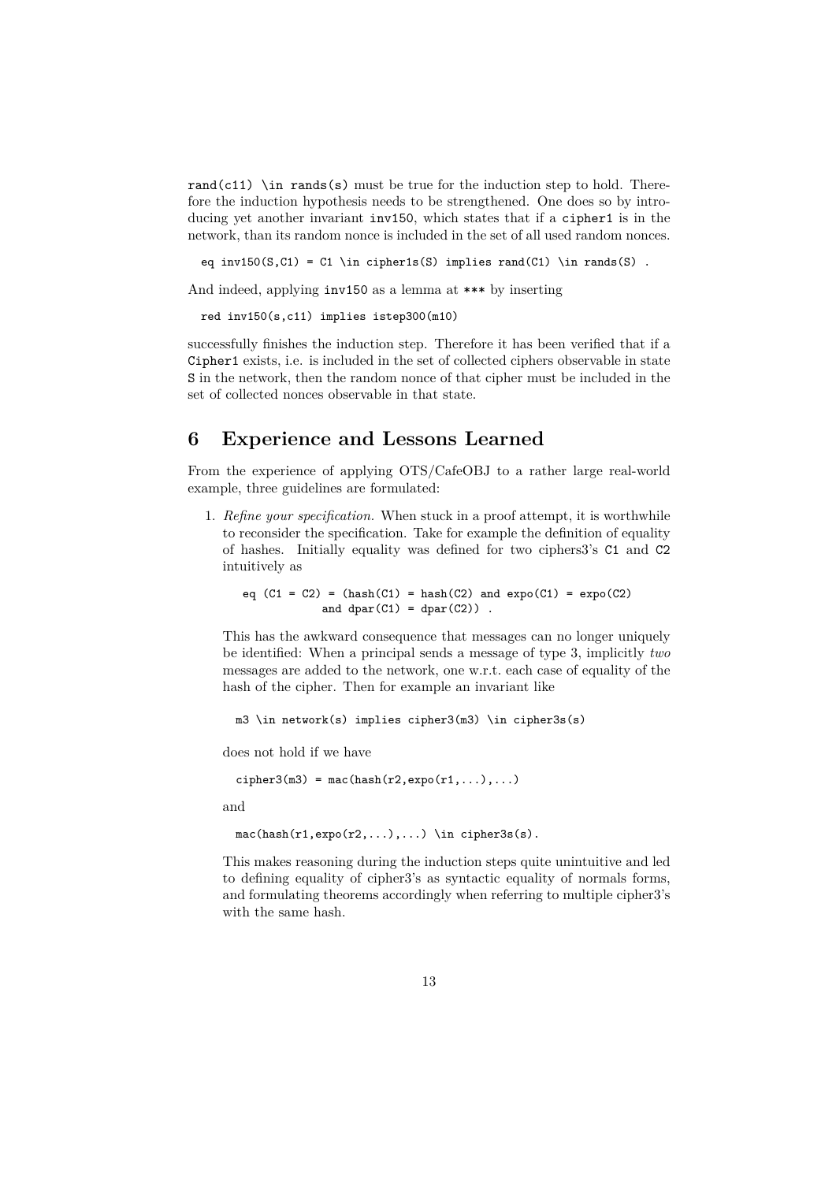`rand(c11) \in rands(s)` must be true for the induction step to hold. Therefore the induction hypothesis needs to be strengthened. One does so by introducing yet another invariant `inv150`, which states that if a `cipher1` is in the network, than its random nonce is included in the set of all used random nonces.

```
eq inv150(S,C1) = C1 \in cipher1s(S) implies rand(C1) \in rands(S) .
```

And indeed, applying `inv150` as a lemma at `***` by inserting

```
red inv150(s,c11) implies istep300(m10)
```

successfully finishes the induction step. Therefore it has been verified that if a `Cipher1` exists, i.e. is included in the set of collected ciphers observable in state `S` in the network, then the random nonce of that cipher must be included in the set of collected nonces observable in that state.

# 6 Experience and Lessons Learned

From the experience of applying OTS/CafeOBJ to a rather large real-world example, three guidelines are formulated:

1. *Refine your specification.* When stuck in a proof attempt, it is worthwhile to reconsider the specification. Take for example the definition of equality of hashes. Initially equality was defined for two ciphers3's `C1` and `C2` intuitively as

   ```
   eq (C1 = C2) = (hash(C1) = hash(C2) and expo(C1) = expo(C2)
               and dpar(C1) = dpar(C2)) .
   ```

   This has the awkward consequence that messages can no longer uniquely be identified: When a principal sends a message of type 3, implicitly *two* messages are added to the network, one w.r.t. each case of equality of the hash of the cipher. Then for example an invariant like

   ```
   m3 \in network(s) implies cipher3(m3) \in cipher3s(s)
   ```

   does not hold if we have

   ```
   cipher3(m3) = mac(hash(r2,expo(r1,...),...)
   ```

   and

   ```
   mac(hash(r1,expo(r2,...),...) \in cipher3s(s).
   ```

   This makes reasoning during the induction steps quite unintuitive and led to defining equality of cipher3's as syntactic equality of normals forms, and formulating theorems accordingly when referring to multiple cipher3's with the same hash.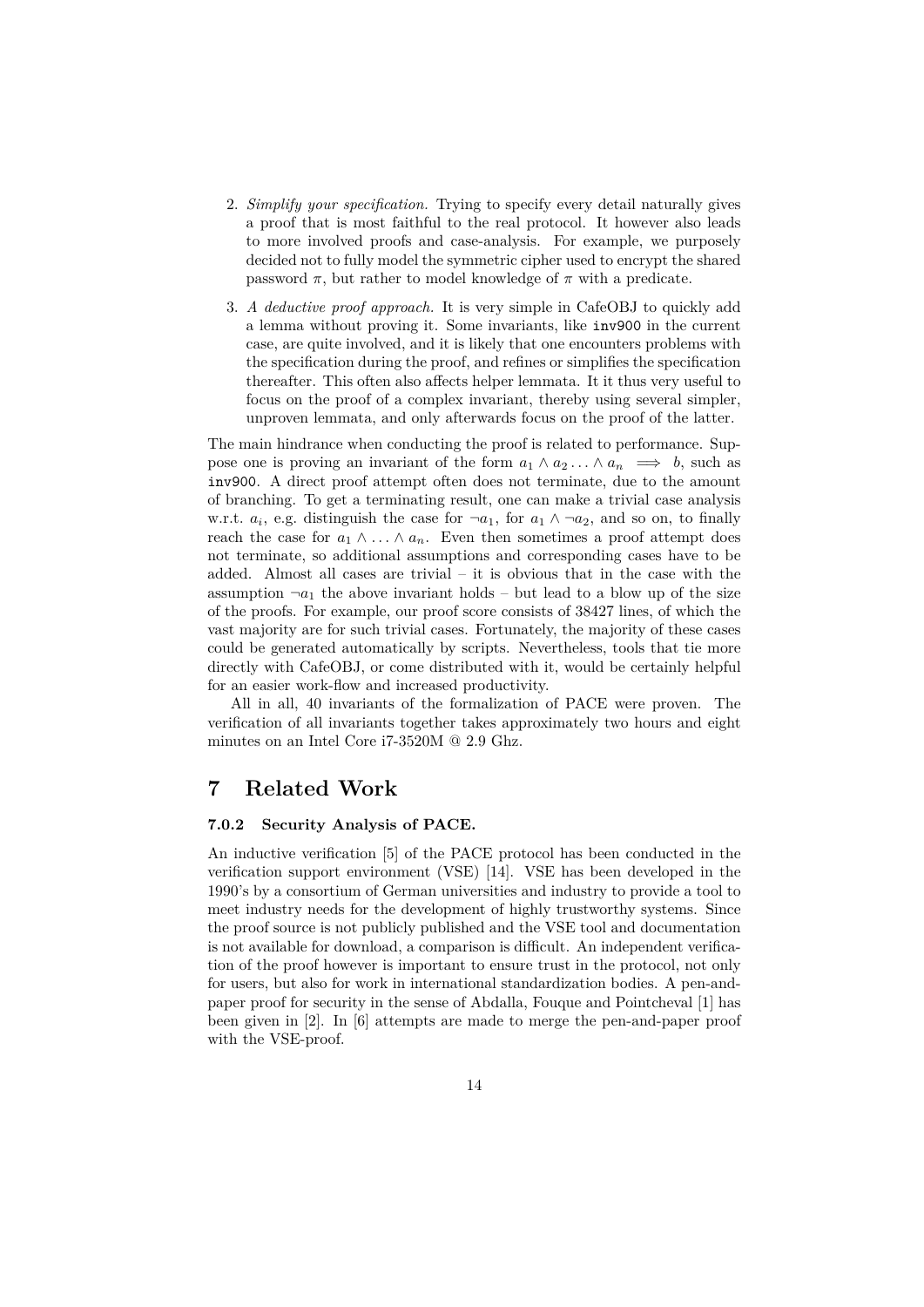2. *Simplify your specification.* Trying to specify every detail naturally gives a proof that is most faithful to the real protocol. It however also leads to more involved proofs and case-analysis. For example, we purposely decided not to fully model the symmetric cipher used to encrypt the shared password $\pi$, but rather to model knowledge of $\pi$ with a predicate.

3. *A deductive proof approach.* It is very simple in CafeOBJ to quickly add a lemma without proving it. Some invariants, like `inv900` in the current case, are quite involved, and it is likely that one encounters problems with the specification during the proof, and refines or simplifies the specification thereafter. This often also affects helper lemmata. It it thus very useful to focus on the proof of a complex invariant, thereby using several simpler, unproven lemmata, and only afterwards focus on the proof of the latter.

The main hindrance when conducting the proof is related to performance. Suppose one is proving an invariant of the form $a_1 \wedge a_2 \ldots \wedge a_n \implies b$, such as `inv900`. A direct proof attempt often does not terminate, due to the amount of branching. To get a terminating result, one can make a trivial case analysis w.r.t. $a_i$, e.g. distinguish the case for $\neg a_1$, for $a_1 \wedge \neg a_2$, and so on, to finally reach the case for $a_1 \wedge \ldots \wedge a_n$. Even then sometimes a proof attempt does not terminate, so additional assumptions and corresponding cases have to be added. Almost all cases are trivial – it is obvious that in the case with the assumption $\neg a_1$ the above invariant holds – but lead to a blow up of the size of the proofs. For example, our proof score consists of 38427 lines, of which the vast majority are for such trivial cases. Fortunately, the majority of these cases could be generated automatically by scripts. Nevertheless, tools that tie more directly with CafeOBJ, or come distributed with it, would be certainly helpful for an easier work-flow and increased productivity.

All in all, 40 invariants of the formalization of PACE were proven. The verification of all invariants together takes approximately two hours and eight minutes on an Intel Core i7-3520M @ 2.9 Ghz.

# 7 Related Work

### 7.0.2 Security Analysis of PACE.

An inductive verification [5] of the PACE protocol has been conducted in the verification support environment (VSE) [14]. VSE has been developed in the 1990's by a consortium of German universities and industry to provide a tool to meet industry needs for the development of highly trustworthy systems. Since the proof source is not publicly published and the VSE tool and documentation is not available for download, a comparison is difficult. An independent verification of the proof however is important to ensure trust in the protocol, not only for users, but also for work in international standardization bodies. A pen-and-paper proof for security in the sense of Abdalla, Fouque and Pointcheval [1] has been given in [2]. In [6] attempts are made to merge the pen-and-paper proof with the VSE-proof.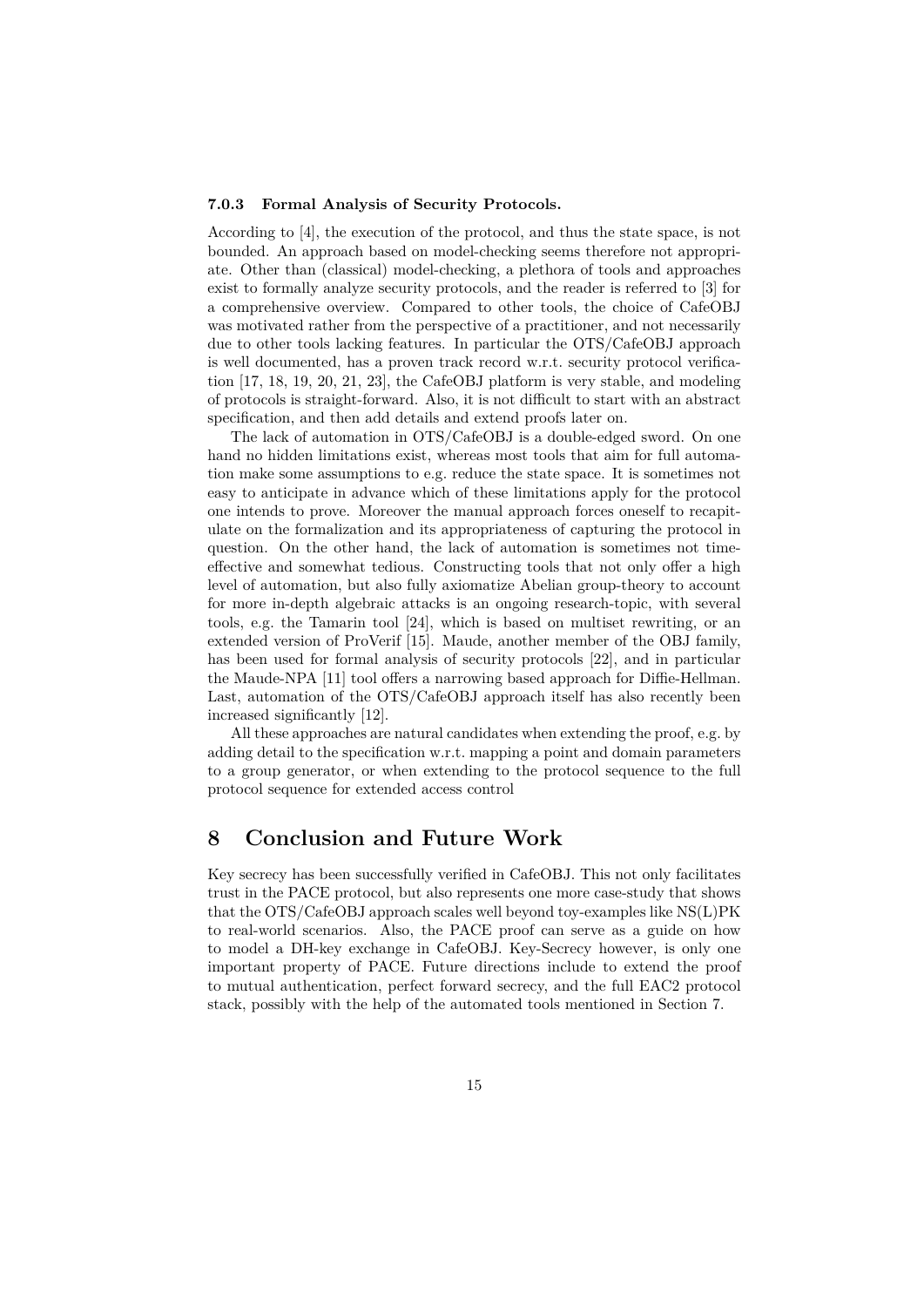#### 7.0.3 Formal Analysis of Security Protocols.

According to [4], the execution of the protocol, and thus the state space, is not bounded. An approach based on model-checking seems therefore not appropriate. Other than (classical) model-checking, a plethora of tools and approaches exist to formally analyze security protocols, and the reader is referred to [3] for a comprehensive overview. Compared to other tools, the choice of CafeOBJ was motivated rather from the perspective of a practitioner, and not necessarily due to other tools lacking features. In particular the OTS/CafeOBJ approach is well documented, has a proven track record w.r.t. security protocol verification [17, 18, 19, 20, 21, 23], the CafeOBJ platform is very stable, and modeling of protocols is straight-forward. Also, it is not difficult to start with an abstract specification, and then add details and extend proofs later on.

The lack of automation in OTS/CafeOBJ is a double-edged sword. On one hand no hidden limitations exist, whereas most tools that aim for full automation make some assumptions to e.g. reduce the state space. It is sometimes not easy to anticipate in advance which of these limitations apply for the protocol one intends to prove. Moreover the manual approach forces oneself to recapitulate on the formalization and its appropriateness of capturing the protocol in question. On the other hand, the lack of automation is sometimes not time-effective and somewhat tedious. Constructing tools that not only offer a high level of automation, but also fully axiomatize Abelian group-theory to account for more in-depth algebraic attacks is an ongoing research-topic, with several tools, e.g. the Tamarin tool [24], which is based on multiset rewriting, or an extended version of ProVerif [15]. Maude, another member of the OBJ family, has been used for formal analysis of security protocols [22], and in particular the Maude-NPA [11] tool offers a narrowing based approach for Diffie-Hellman. Last, automation of the OTS/CafeOBJ approach itself has also recently been increased significantly [12].

All these approaches are natural candidates when extending the proof, e.g. by adding detail to the specification w.r.t. mapping a point and domain parameters to a group generator, or when extending to the protocol sequence to the full protocol sequence for extended access control

# 8 Conclusion and Future Work

Key secrecy has been successfully verified in CafeOBJ. This not only facilitates trust in the PACE protocol, but also represents one more case-study that shows that the OTS/CafeOBJ approach scales well beyond toy-examples like NS(L)PK to real-world scenarios. Also, the PACE proof can serve as a guide on how to model a DH-key exchange in CafeOBJ. Key-Secrecy however, is only one important property of PACE. Future directions include to extend the proof to mutual authentication, perfect forward secrecy, and the full EAC2 protocol stack, possibly with the help of the automated tools mentioned in Section 7.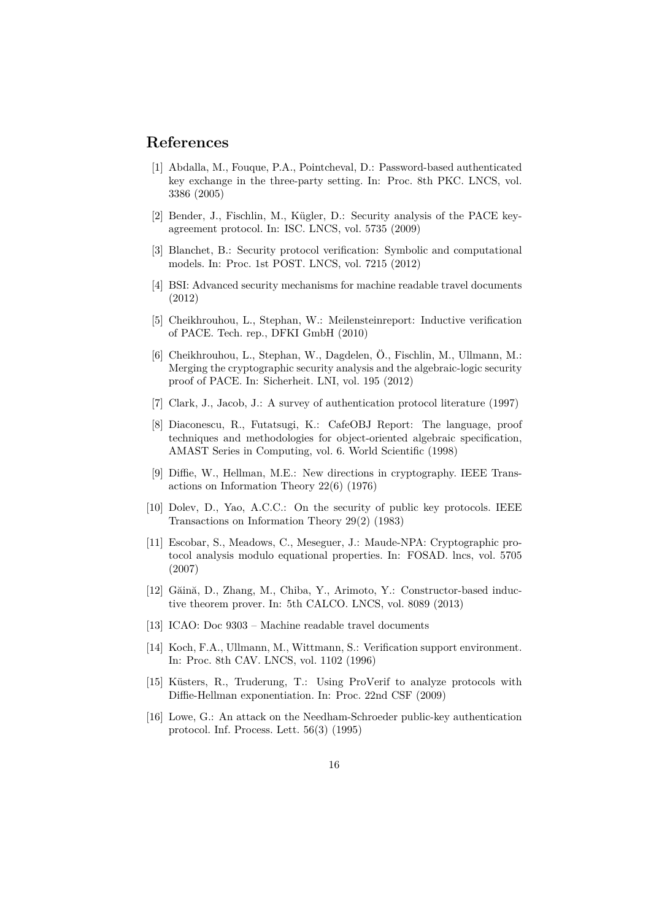## References

[1] Abdalla, M., Fouque, P.A., Pointcheval, D.: Password-based authenticated key exchange in the three-party setting. In: Proc. 8th PKC. LNCS, vol. 3386 (2005)

[2] Bender, J., Fischlin, M., Kügler, D.: Security analysis of the PACE key-agreement protocol. In: ISC. LNCS, vol. 5735 (2009)

[3] Blanchet, B.: Security protocol verification: Symbolic and computational models. In: Proc. 1st POST. LNCS, vol. 7215 (2012)

[4] BSI: Advanced security mechanisms for machine readable travel documents (2012)

[5] Cheikhrouhou, L., Stephan, W.: Meilensteinreport: Inductive verification of PACE. Tech. rep., DFKI GmbH (2010)

[6] Cheikhrouhou, L., Stephan, W., Dagdelen, Ö., Fischlin, M., Ullmann, M.: Merging the cryptographic security analysis and the algebraic-logic security proof of PACE. In: Sicherheit. LNI, vol. 195 (2012)

[7] Clark, J., Jacob, J.: A survey of authentication protocol literature (1997)

[8] Diaconescu, R., Futatsugi, K.: CafeOBJ Report: The language, proof techniques and methodologies for object-oriented algebraic specification, AMAST Series in Computing, vol. 6. World Scientific (1998)

[9] Diffie, W., Hellman, M.E.: New directions in cryptography. IEEE Transactions on Information Theory 22(6) (1976)

[10] Dolev, D., Yao, A.C.C.: On the security of public key protocols. IEEE Transactions on Information Theory 29(2) (1983)

[11] Escobar, S., Meadows, C., Meseguer, J.: Maude-NPA: Cryptographic protocol analysis modulo equational properties. In: FOSAD. lncs, vol. 5705 (2007)

[12] Găină, D., Zhang, M., Chiba, Y., Arimoto, Y.: Constructor-based inductive theorem prover. In: 5th CALCO. LNCS, vol. 8089 (2013)

[13] ICAO: Doc 9303 – Machine readable travel documents

[14] Koch, F.A., Ullmann, M., Wittmann, S.: Verification support environment. In: Proc. 8th CAV. LNCS, vol. 1102 (1996)

[15] Küsters, R., Truderung, T.: Using ProVerif to analyze protocols with Diffie-Hellman exponentiation. In: Proc. 22nd CSF (2009)

[16] Lowe, G.: An attack on the Needham-Schroeder public-key authentication protocol. Inf. Process. Lett. 56(3) (1995)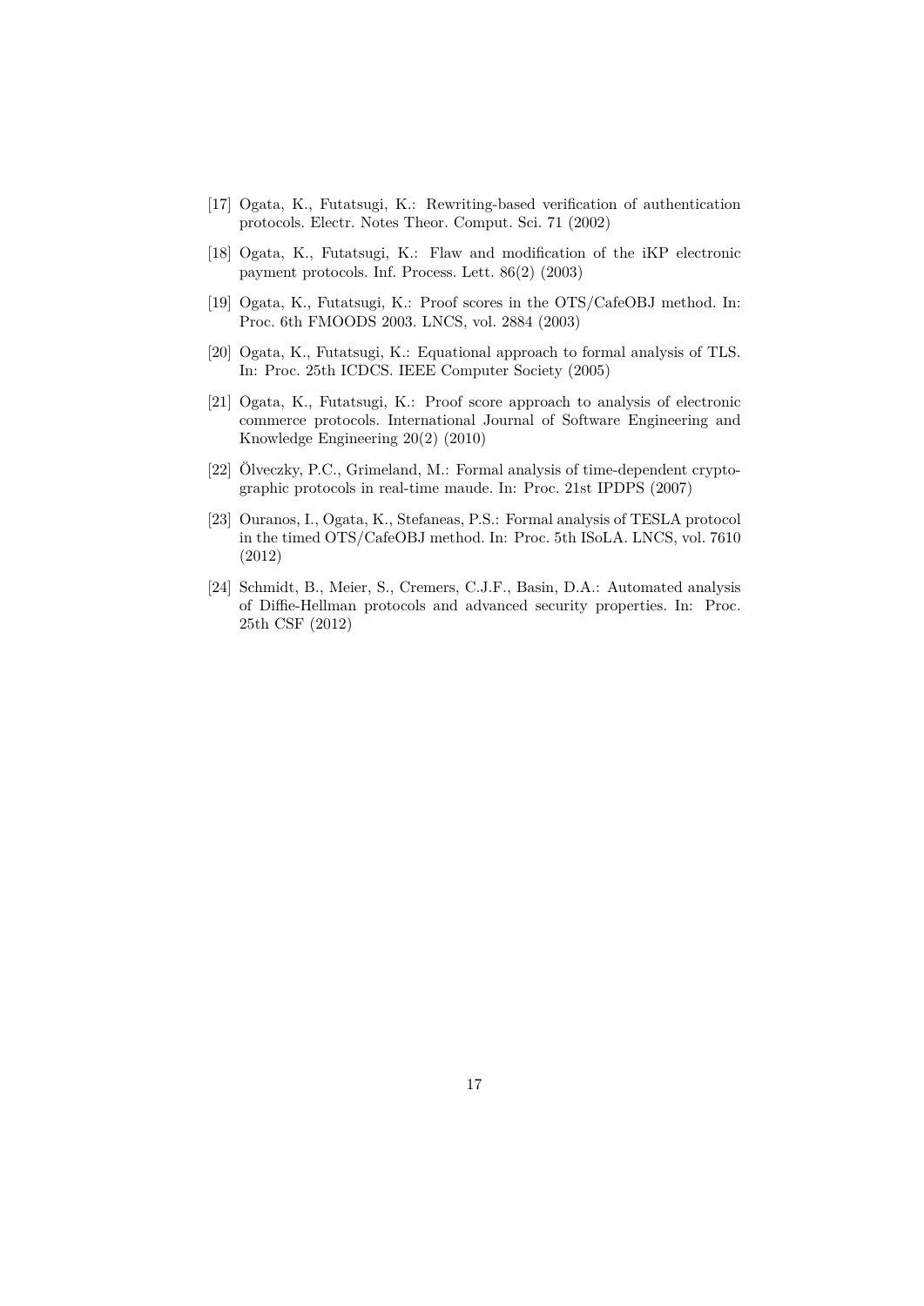[17] Ogata, K., Futatsugi, K.: Rewriting-based verification of authentication protocols. Electr. Notes Theor. Comput. Sci. 71 (2002)

[18] Ogata, K., Futatsugi, K.: Flaw and modification of the iKP electronic payment protocols. Inf. Process. Lett. 86(2) (2003)

[19] Ogata, K., Futatsugi, K.: Proof scores in the OTS/CafeOBJ method. In: Proc. 6th FMOODS 2003. LNCS, vol. 2884 (2003)

[20] Ogata, K., Futatsugi, K.: Equational approach to formal analysis of TLS. In: Proc. 25th ICDCS. IEEE Computer Society (2005)

[21] Ogata, K., Futatsugi, K.: Proof score approach to analysis of electronic commerce protocols. International Journal of Software Engineering and Knowledge Engineering 20(2) (2010)

[22] Ölveczky, P.C., Grimeland, M.: Formal analysis of time-dependent cryptographic protocols in real-time maude. In: Proc. 21st IPDPS (2007)

[23] Ouranos, I., Ogata, K., Stefaneas, P.S.: Formal analysis of TESLA protocol in the timed OTS/CafeOBJ method. In: Proc. 5th ISoLA. LNCS, vol. 7610 (2012)

[24] Schmidt, B., Meier, S., Cremers, C.J.F., Basin, D.A.: Automated analysis of Diffie-Hellman protocols and advanced security properties. In: Proc. 25th CSF (2012)